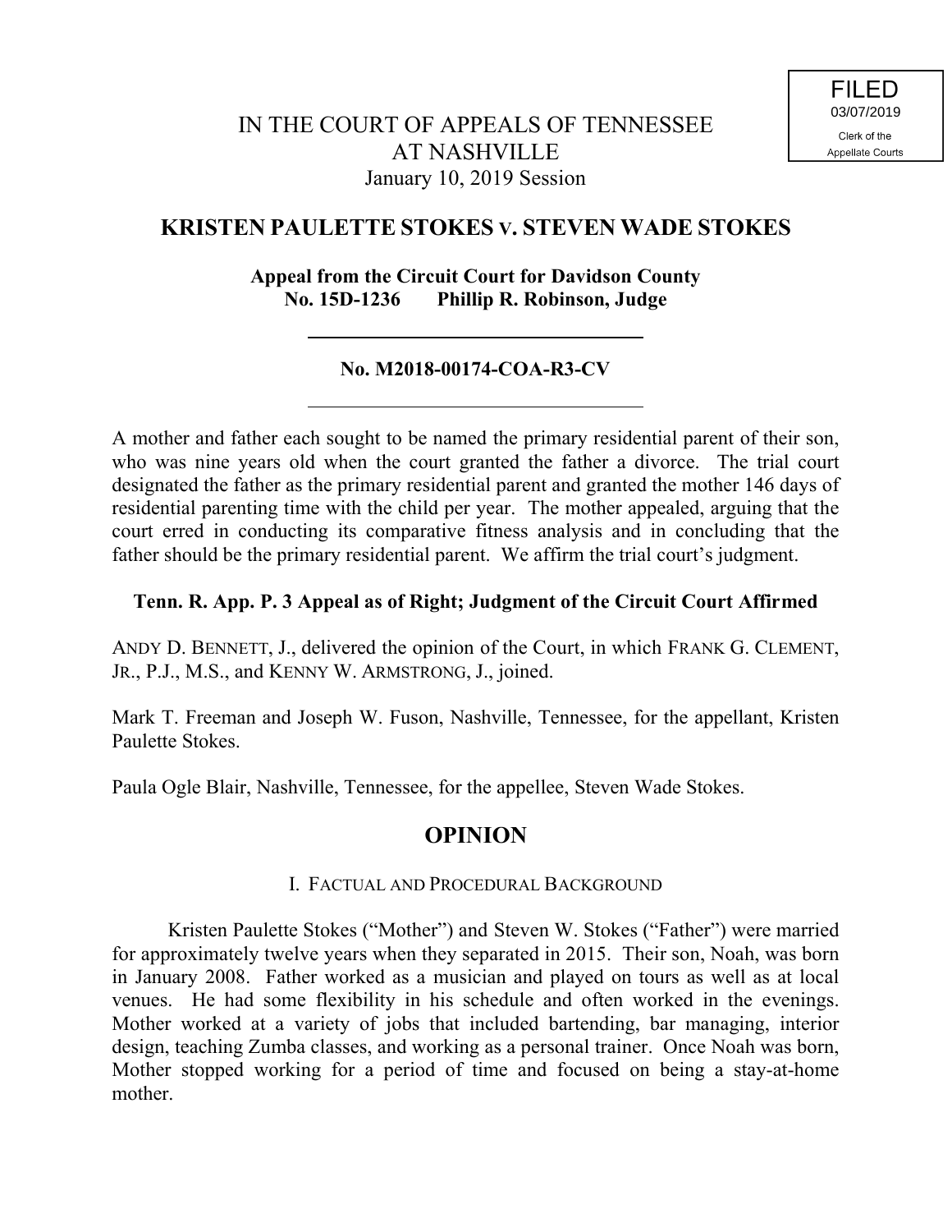FILED
03/07/2019
Clerk of the
Appellate Courts

IN THE COURT OF APPEALS OF TENNESSEE
AT NASHVILLE
January 10, 2019 Session

## KRISTEN PAULETTE STOKES v. STEVEN WADE STOKES

**Appeal from the Circuit Court for Davidson County**
**No. 15D-1236 Phillip R. Robinson, Judge**

---

**No. M2018-00174-COA-R3-CV**

---

A mother and father each sought to be named the primary residential parent of their son, who was nine years old when the court granted the father a divorce. The trial court designated the father as the primary residential parent and granted the mother 146 days of residential parenting time with the child per year. The mother appealed, arguing that the court erred in conducting its comparative fitness analysis and in concluding that the father should be the primary residential parent. We affirm the trial court's judgment.

**Tenn. R. App. P. 3 Appeal as of Right; Judgment of the Circuit Court Affirmed**

ANDY D. BENNETT, J., delivered the opinion of the Court, in which FRANK G. CLEMENT, JR., P.J., M.S., and KENNY W. ARMSTRONG, J., joined.

Mark T. Freeman and Joseph W. Fuson, Nashville, Tennessee, for the appellant, Kristen Paulette Stokes.

Paula Ogle Blair, Nashville, Tennessee, for the appellee, Steven Wade Stokes.

## OPINION

### I. FACTUAL AND PROCEDURAL BACKGROUND

Kristen Paulette Stokes ("Mother") and Steven W. Stokes ("Father") were married for approximately twelve years when they separated in 2015. Their son, Noah, was born in January 2008. Father worked as a musician and played on tours as well as at local venues. He had some flexibility in his schedule and often worked in the evenings. Mother worked at a variety of jobs that included bartending, bar managing, interior design, teaching Zumba classes, and working as a personal trainer. Once Noah was born, Mother stopped working for a period of time and focused on being a stay-at-home mother.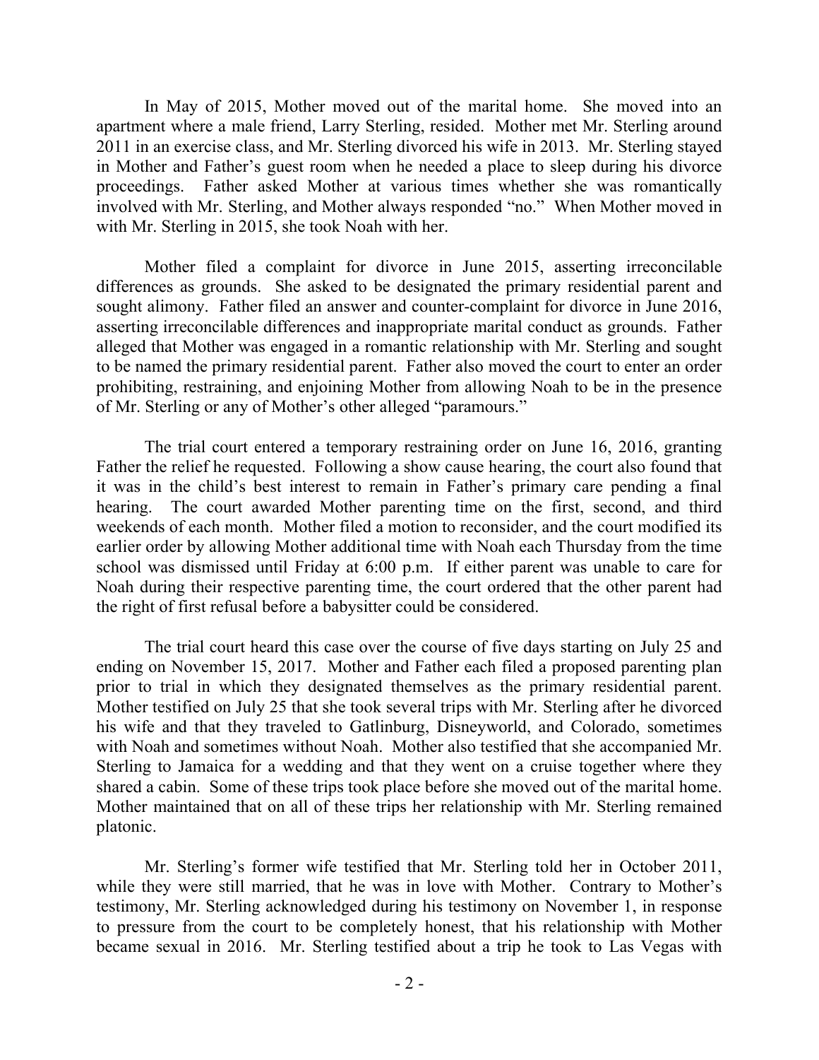In May of 2015, Mother moved out of the marital home. She moved into an apartment where a male friend, Larry Sterling, resided. Mother met Mr. Sterling around 2011 in an exercise class, and Mr. Sterling divorced his wife in 2013. Mr. Sterling stayed in Mother and Father's guest room when he needed a place to sleep during his divorce proceedings. Father asked Mother at various times whether she was romantically involved with Mr. Sterling, and Mother always responded "no." When Mother moved in with Mr. Sterling in 2015, she took Noah with her.

Mother filed a complaint for divorce in June 2015, asserting irreconcilable differences as grounds. She asked to be designated the primary residential parent and sought alimony. Father filed an answer and counter-complaint for divorce in June 2016, asserting irreconcilable differences and inappropriate marital conduct as grounds. Father alleged that Mother was engaged in a romantic relationship with Mr. Sterling and sought to be named the primary residential parent. Father also moved the court to enter an order prohibiting, restraining, and enjoining Mother from allowing Noah to be in the presence of Mr. Sterling or any of Mother's other alleged "paramours."

The trial court entered a temporary restraining order on June 16, 2016, granting Father the relief he requested. Following a show cause hearing, the court also found that it was in the child's best interest to remain in Father's primary care pending a final hearing. The court awarded Mother parenting time on the first, second, and third weekends of each month. Mother filed a motion to reconsider, and the court modified its earlier order by allowing Mother additional time with Noah each Thursday from the time school was dismissed until Friday at 6:00 p.m. If either parent was unable to care for Noah during their respective parenting time, the court ordered that the other parent had the right of first refusal before a babysitter could be considered.

The trial court heard this case over the course of five days starting on July 25 and ending on November 15, 2017. Mother and Father each filed a proposed parenting plan prior to trial in which they designated themselves as the primary residential parent. Mother testified on July 25 that she took several trips with Mr. Sterling after he divorced his wife and that they traveled to Gatlinburg, Disneyworld, and Colorado, sometimes with Noah and sometimes without Noah. Mother also testified that she accompanied Mr. Sterling to Jamaica for a wedding and that they went on a cruise together where they shared a cabin. Some of these trips took place before she moved out of the marital home. Mother maintained that on all of these trips her relationship with Mr. Sterling remained platonic.

Mr. Sterling's former wife testified that Mr. Sterling told her in October 2011, while they were still married, that he was in love with Mother. Contrary to Mother's testimony, Mr. Sterling acknowledged during his testimony on November 1, in response to pressure from the court to be completely honest, that his relationship with Mother became sexual in 2016. Mr. Sterling testified about a trip he took to Las Vegas with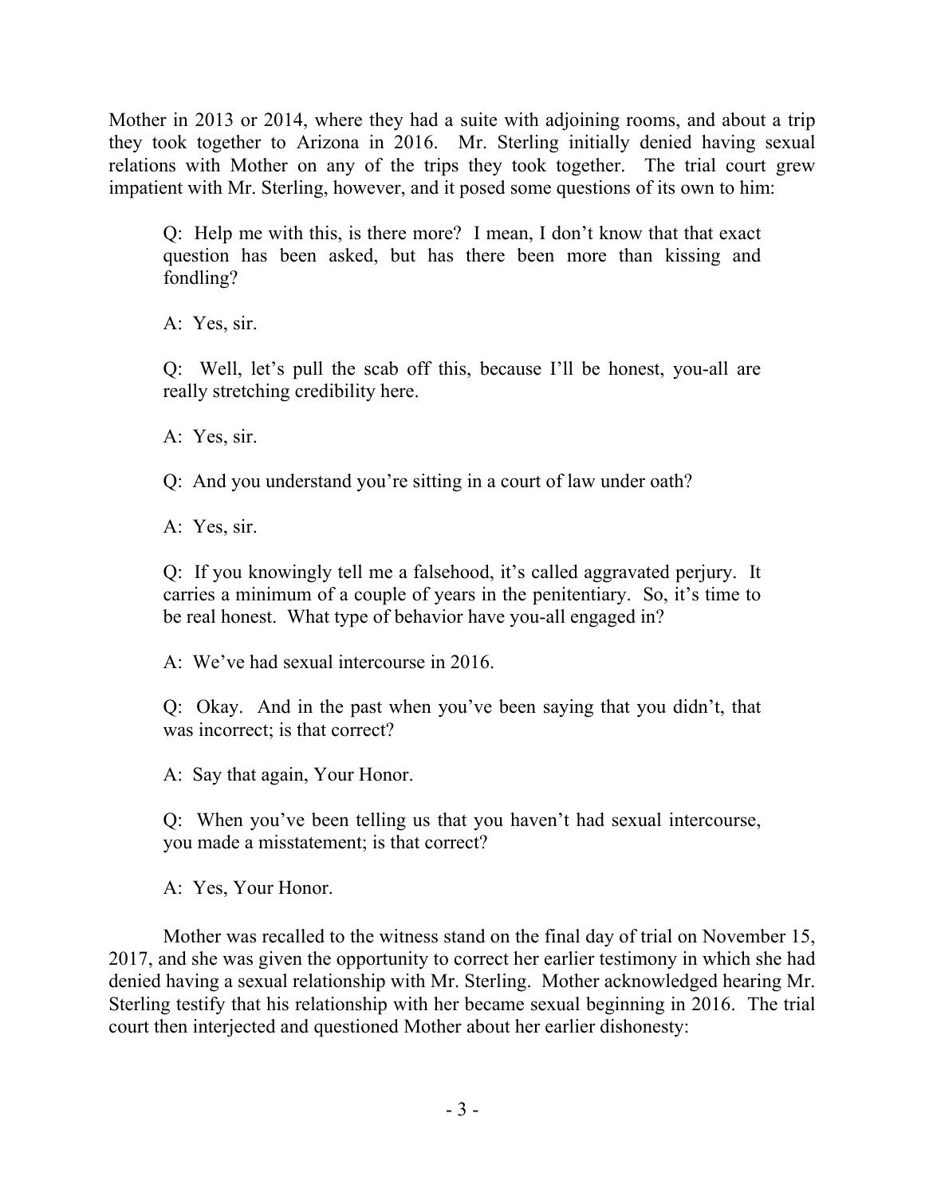Mother in 2013 or 2014, where they had a suite with adjoining rooms, and about a trip they took together to Arizona in 2016. Mr. Sterling initially denied having sexual relations with Mother on any of the trips they took together. The trial court grew impatient with Mr. Sterling, however, and it posed some questions of its own to him:

> Q: Help me with this, is there more? I mean, I don't know that that exact question has been asked, but has there been more than kissing and fondling?
>
> A: Yes, sir.
>
> Q: Well, let's pull the scab off this, because I'll be honest, you-all are really stretching credibility here.
>
> A: Yes, sir.
>
> Q: And you understand you're sitting in a court of law under oath?
>
> A: Yes, sir.
>
> Q: If you knowingly tell me a falsehood, it's called aggravated perjury. It carries a minimum of a couple of years in the penitentiary. So, it's time to be real honest. What type of behavior have you-all engaged in?
>
> A: We've had sexual intercourse in 2016.
>
> Q: Okay. And in the past when you've been saying that you didn't, that was incorrect; is that correct?
>
> A: Say that again, Your Honor.
>
> Q: When you've been telling us that you haven't had sexual intercourse, you made a misstatement; is that correct?
>
> A: Yes, Your Honor.

Mother was recalled to the witness stand on the final day of trial on November 15, 2017, and she was given the opportunity to correct her earlier testimony in which she had denied having a sexual relationship with Mr. Sterling. Mother acknowledged hearing Mr. Sterling testify that his relationship with her became sexual beginning in 2016. The trial court then interjected and questioned Mother about her earlier dishonesty: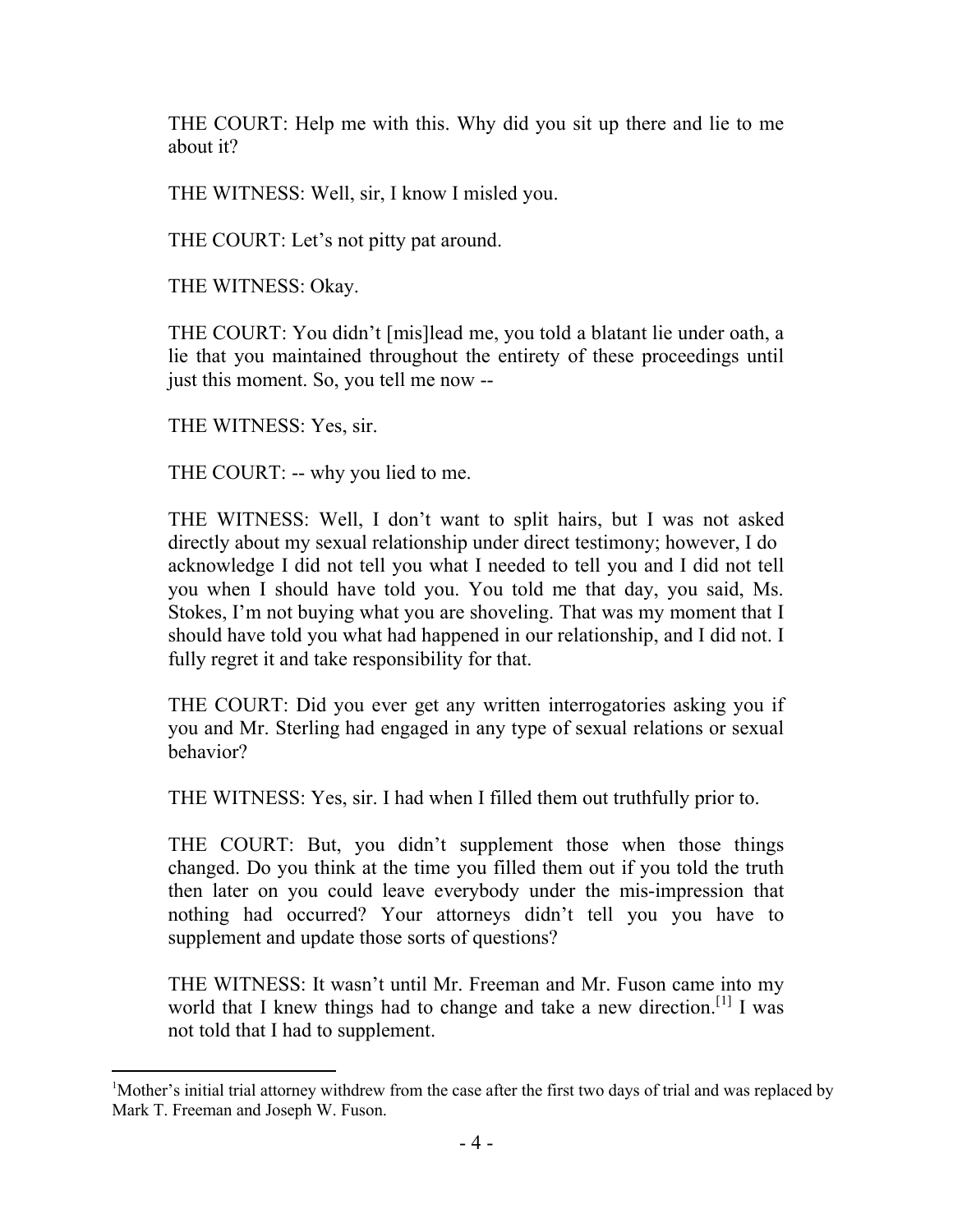THE COURT: Help me with this. Why did you sit up there and lie to me about it?

THE WITNESS: Well, sir, I know I misled you.

THE COURT: Let's not pitty pat around.

THE WITNESS: Okay.

THE COURT: You didn't [mis]lead me, you told a blatant lie under oath, a lie that you maintained throughout the entirety of these proceedings until just this moment. So, you tell me now --

THE WITNESS: Yes, sir.

THE COURT: -- why you lied to me.

THE WITNESS: Well, I don't want to split hairs, but I was not asked directly about my sexual relationship under direct testimony; however, I do acknowledge I did not tell you what I needed to tell you and I did not tell you when I should have told you. You told me that day, you said, Ms. Stokes, I'm not buying what you are shoveling. That was my moment that I should have told you what had happened in our relationship, and I did not. I fully regret it and take responsibility for that.

THE COURT: Did you ever get any written interrogatories asking you if you and Mr. Sterling had engaged in any type of sexual relations or sexual behavior?

THE WITNESS: Yes, sir. I had when I filled them out truthfully prior to.

THE COURT: But, you didn't supplement those when those things changed. Do you think at the time you filled them out if you told the truth then later on you could leave everybody under the mis-impression that nothing had occurred? Your attorneys didn't tell you you have to supplement and update those sorts of questions?

THE WITNESS: It wasn't until Mr. Freeman and Mr. Fuson came into my world that I knew things had to change and take a new direction.[1] I was not told that I had to supplement.

---

[1]Mother's initial trial attorney withdrew from the case after the first two days of trial and was replaced by Mark T. Freeman and Joseph W. Fuson.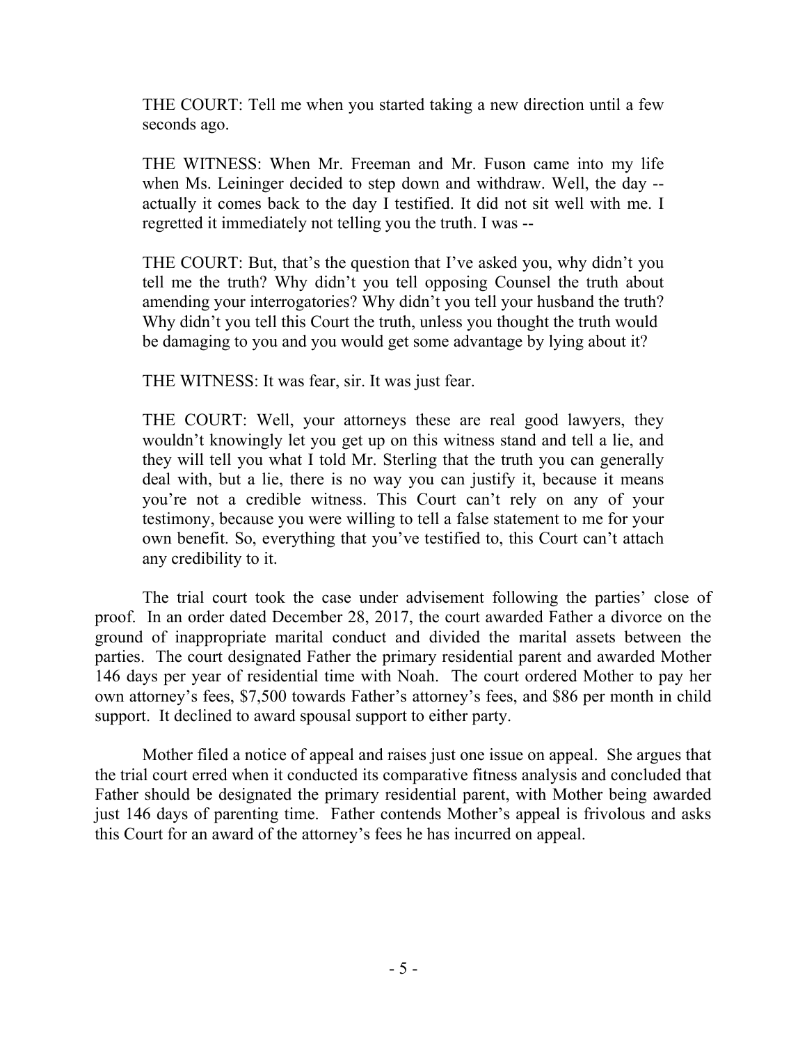> THE COURT: Tell me when you started taking a new direction until a few seconds ago.
>
> THE WITNESS: When Mr. Freeman and Mr. Fuson came into my life when Ms. Leininger decided to step down and withdraw. Well, the day -- actually it comes back to the day I testified. It did not sit well with me. I regretted it immediately not telling you the truth. I was --
>
> THE COURT: But, that's the question that I've asked you, why didn't you tell me the truth? Why didn't you tell opposing Counsel the truth about amending your interrogatories? Why didn't you tell your husband the truth? Why didn't you tell this Court the truth, unless you thought the truth would be damaging to you and you would get some advantage by lying about it?
>
> THE WITNESS: It was fear, sir. It was just fear.
>
> THE COURT: Well, your attorneys these are real good lawyers, they wouldn't knowingly let you get up on this witness stand and tell a lie, and they will tell you what I told Mr. Sterling that the truth you can generally deal with, but a lie, there is no way you can justify it, because it means you're not a credible witness. This Court can't rely on any of your testimony, because you were willing to tell a false statement to me for your own benefit. So, everything that you've testified to, this Court can't attach any credibility to it.

The trial court took the case under advisement following the parties' close of proof. In an order dated December 28, 2017, the court awarded Father a divorce on the ground of inappropriate marital conduct and divided the marital assets between the parties. The court designated Father the primary residential parent and awarded Mother 146 days per year of residential time with Noah. The court ordered Mother to pay her own attorney's fees, $7,500 towards Father's attorney's fees, and $86 per month in child support. It declined to award spousal support to either party.

Mother filed a notice of appeal and raises just one issue on appeal. She argues that the trial court erred when it conducted its comparative fitness analysis and concluded that Father should be designated the primary residential parent, with Mother being awarded just 146 days of parenting time. Father contends Mother's appeal is frivolous and asks this Court for an award of the attorney's fees he has incurred on appeal.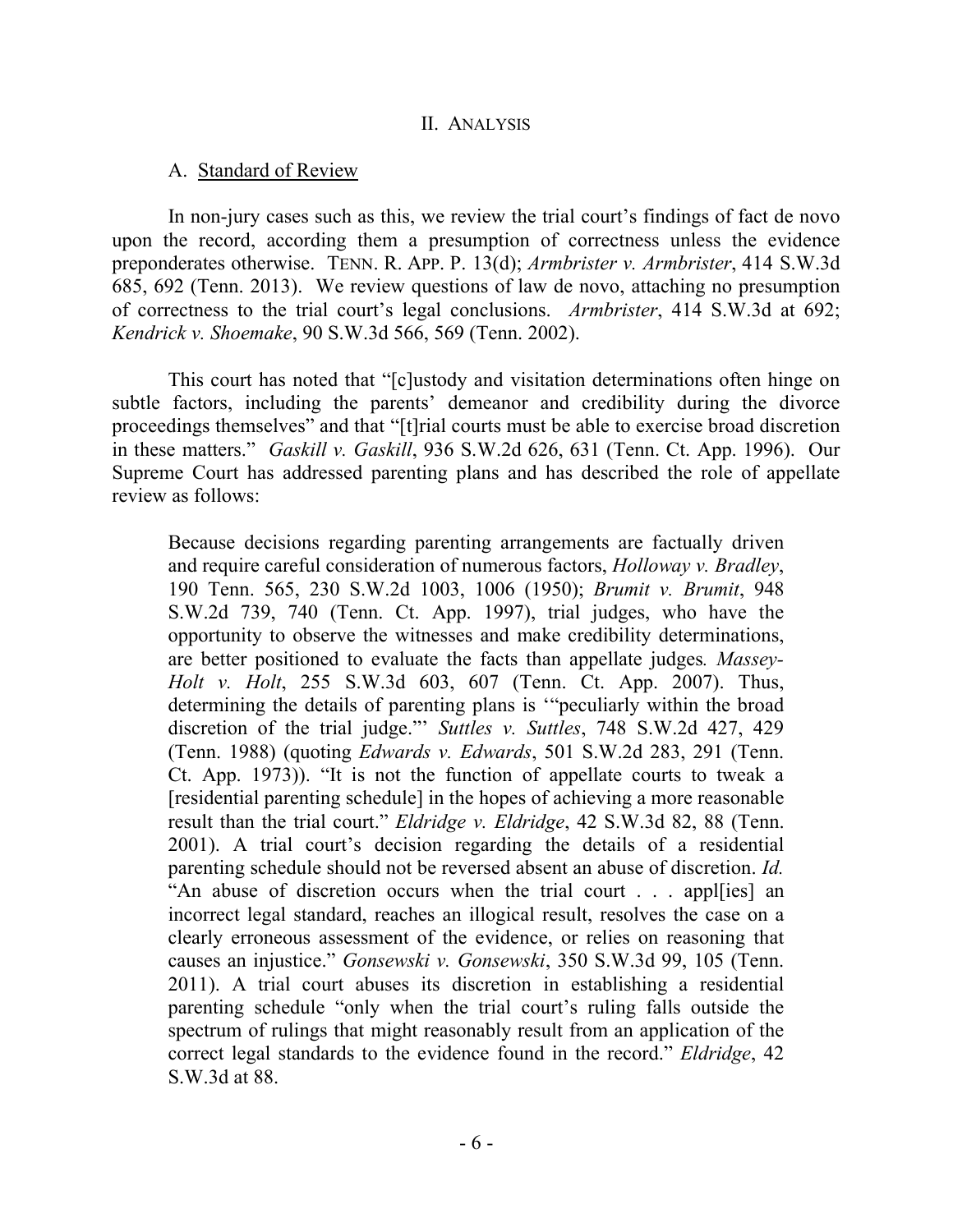## II. ANALYSIS

### A. Standard of Review

In non-jury cases such as this, we review the trial court's findings of fact de novo upon the record, according them a presumption of correctness unless the evidence preponderates otherwise. TENN. R. APP. P. 13(d); *Armbrister v. Armbrister*, 414 S.W.3d 685, 692 (Tenn. 2013). We review questions of law de novo, attaching no presumption of correctness to the trial court's legal conclusions. *Armbrister*, 414 S.W.3d at 692; *Kendrick v. Shoemake*, 90 S.W.3d 566, 569 (Tenn. 2002).

This court has noted that "[c]ustody and visitation determinations often hinge on subtle factors, including the parents' demeanor and credibility during the divorce proceedings themselves" and that "[t]rial courts must be able to exercise broad discretion in these matters." *Gaskill v. Gaskill*, 936 S.W.2d 626, 631 (Tenn. Ct. App. 1996). Our Supreme Court has addressed parenting plans and has described the role of appellate review as follows:

> Because decisions regarding parenting arrangements are factually driven and require careful consideration of numerous factors, *Holloway v. Bradley*, 190 Tenn. 565, 230 S.W.2d 1003, 1006 (1950); *Brumit v. Brumit*, 948 S.W.2d 739, 740 (Tenn. Ct. App. 1997), trial judges, who have the opportunity to observe the witnesses and make credibility determinations, are better positioned to evaluate the facts than appellate judges. *Massey-Holt v. Holt*, 255 S.W.3d 603, 607 (Tenn. Ct. App. 2007). Thus, determining the details of parenting plans is '"peculiarly within the broad discretion of the trial judge."' *Suttles v. Suttles*, 748 S.W.2d 427, 429 (Tenn. 1988) (quoting *Edwards v. Edwards*, 501 S.W.2d 283, 291 (Tenn. Ct. App. 1973)). "It is not the function of appellate courts to tweak a [residential parenting schedule] in the hopes of achieving a more reasonable result than the trial court." *Eldridge v. Eldridge*, 42 S.W.3d 82, 88 (Tenn. 2001). A trial court's decision regarding the details of a residential parenting schedule should not be reversed absent an abuse of discretion. *Id.* "An abuse of discretion occurs when the trial court . . . appl[ies] an incorrect legal standard, reaches an illogical result, resolves the case on a clearly erroneous assessment of the evidence, or relies on reasoning that causes an injustice." *Gonsewski v. Gonsewski*, 350 S.W.3d 99, 105 (Tenn. 2011). A trial court abuses its discretion in establishing a residential parenting schedule "only when the trial court's ruling falls outside the spectrum of rulings that might reasonably result from an application of the correct legal standards to the evidence found in the record." *Eldridge*, 42 S.W.3d at 88.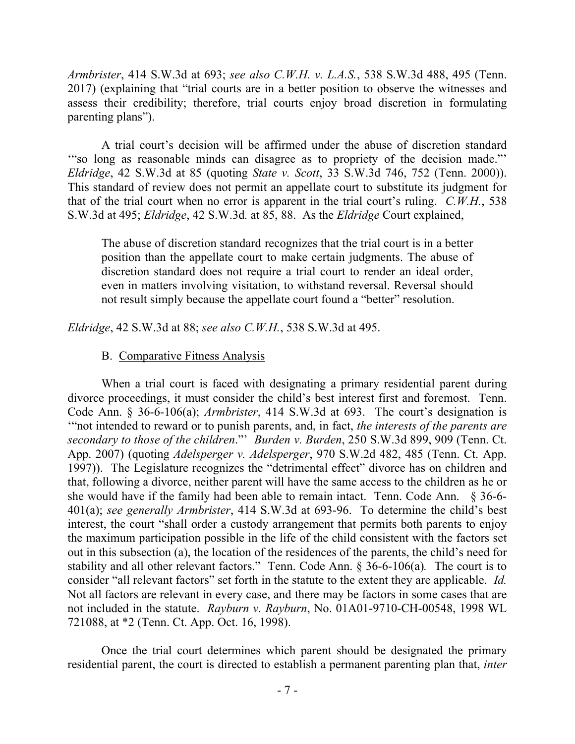*Armbrister*, 414 S.W.3d at 693; *see also C.W.H. v. L.A.S.*, 538 S.W.3d 488, 495 (Tenn. 2017) (explaining that "trial courts are in a better position to observe the witnesses and assess their credibility; therefore, trial courts enjoy broad discretion in formulating parenting plans").

A trial court's decision will be affirmed under the abuse of discretion standard '"so long as reasonable minds can disagree as to propriety of the decision made."' *Eldridge*, 42 S.W.3d at 85 (quoting *State v. Scott*, 33 S.W.3d 746, 752 (Tenn. 2000)). This standard of review does not permit an appellate court to substitute its judgment for that of the trial court when no error is apparent in the trial court's ruling. *C.W.H.*, 538 S.W.3d at 495; *Eldridge*, 42 S.W.3d. at 85, 88. As the *Eldridge* Court explained,

> The abuse of discretion standard recognizes that the trial court is in a better position than the appellate court to make certain judgments. The abuse of discretion standard does not require a trial court to render an ideal order, even in matters involving visitation, to withstand reversal. Reversal should not result simply because the appellate court found a "better" resolution.

*Eldridge*, 42 S.W.3d at 88; *see also C.W.H.*, 538 S.W.3d at 495.

B. Comparative Fitness Analysis

When a trial court is faced with designating a primary residential parent during divorce proceedings, it must consider the child's best interest first and foremost. Tenn. Code Ann. § 36-6-106(a); *Armbrister*, 414 S.W.3d at 693. The court's designation is '"not intended to reward or to punish parents, and, in fact, *the interests of the parents are secondary to those of the children*."' *Burden v. Burden*, 250 S.W.3d 899, 909 (Tenn. Ct. App. 2007) (quoting *Adelsperger v. Adelsperger*, 970 S.W.2d 482, 485 (Tenn. Ct. App. 1997)). The Legislature recognizes the "detrimental effect" divorce has on children and that, following a divorce, neither parent will have the same access to the children as he or she would have if the family had been able to remain intact. Tenn. Code Ann. § 36-6-401(a); *see generally Armbrister*, 414 S.W.3d at 693-96. To determine the child's best interest, the court "shall order a custody arrangement that permits both parents to enjoy the maximum participation possible in the life of the child consistent with the factors set out in this subsection (a), the location of the residences of the parents, the child's need for stability and all other relevant factors." Tenn. Code Ann. § 36-6-106(a). The court is to consider "all relevant factors" set forth in the statute to the extent they are applicable. *Id.* Not all factors are relevant in every case, and there may be factors in some cases that are not included in the statute. *Rayburn v. Rayburn*, No. 01A01-9710-CH-00548, 1998 WL 721088, at *2 (Tenn. Ct. App. Oct. 16, 1998).

Once the trial court determines which parent should be designated the primary residential parent, the court is directed to establish a permanent parenting plan that, *inter*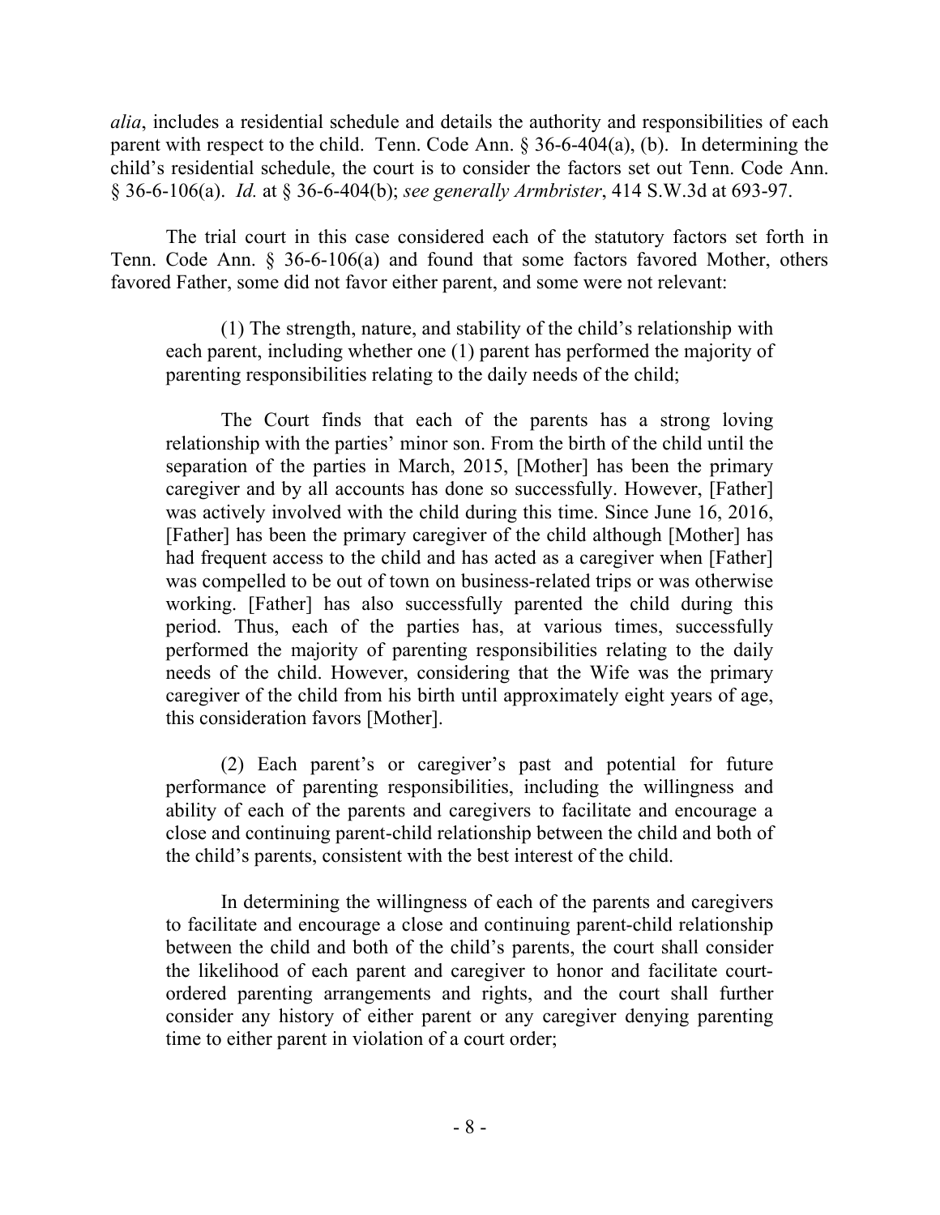*alia*, includes a residential schedule and details the authority and responsibilities of each parent with respect to the child. Tenn. Code Ann. § 36-6-404(a), (b). In determining the child's residential schedule, the court is to consider the factors set out Tenn. Code Ann. § 36-6-106(a). *Id.* at § 36-6-404(b); *see generally Armbrister*, 414 S.W.3d at 693-97.

The trial court in this case considered each of the statutory factors set forth in Tenn. Code Ann. § 36-6-106(a) and found that some factors favored Mother, others favored Father, some did not favor either parent, and some were not relevant:

> (1) The strength, nature, and stability of the child's relationship with each parent, including whether one (1) parent has performed the majority of parenting responsibilities relating to the daily needs of the child;
>
> The Court finds that each of the parents has a strong loving relationship with the parties' minor son. From the birth of the child until the separation of the parties in March, 2015, [Mother] has been the primary caregiver and by all accounts has done so successfully. However, [Father] was actively involved with the child during this time. Since June 16, 2016, [Father] has been the primary caregiver of the child although [Mother] has had frequent access to the child and has acted as a caregiver when [Father] was compelled to be out of town on business-related trips or was otherwise working. [Father] has also successfully parented the child during this period. Thus, each of the parties has, at various times, successfully performed the majority of parenting responsibilities relating to the daily needs of the child. However, considering that the Wife was the primary caregiver of the child from his birth until approximately eight years of age, this consideration favors [Mother].
>
> (2) Each parent's or caregiver's past and potential for future performance of parenting responsibilities, including the willingness and ability of each of the parents and caregivers to facilitate and encourage a close and continuing parent-child relationship between the child and both of the child's parents, consistent with the best interest of the child.
>
> In determining the willingness of each of the parents and caregivers to facilitate and encourage a close and continuing parent-child relationship between the child and both of the child's parents, the court shall consider the likelihood of each parent and caregiver to honor and facilitate court-ordered parenting arrangements and rights, and the court shall further consider any history of either parent or any caregiver denying parenting time to either parent in violation of a court order;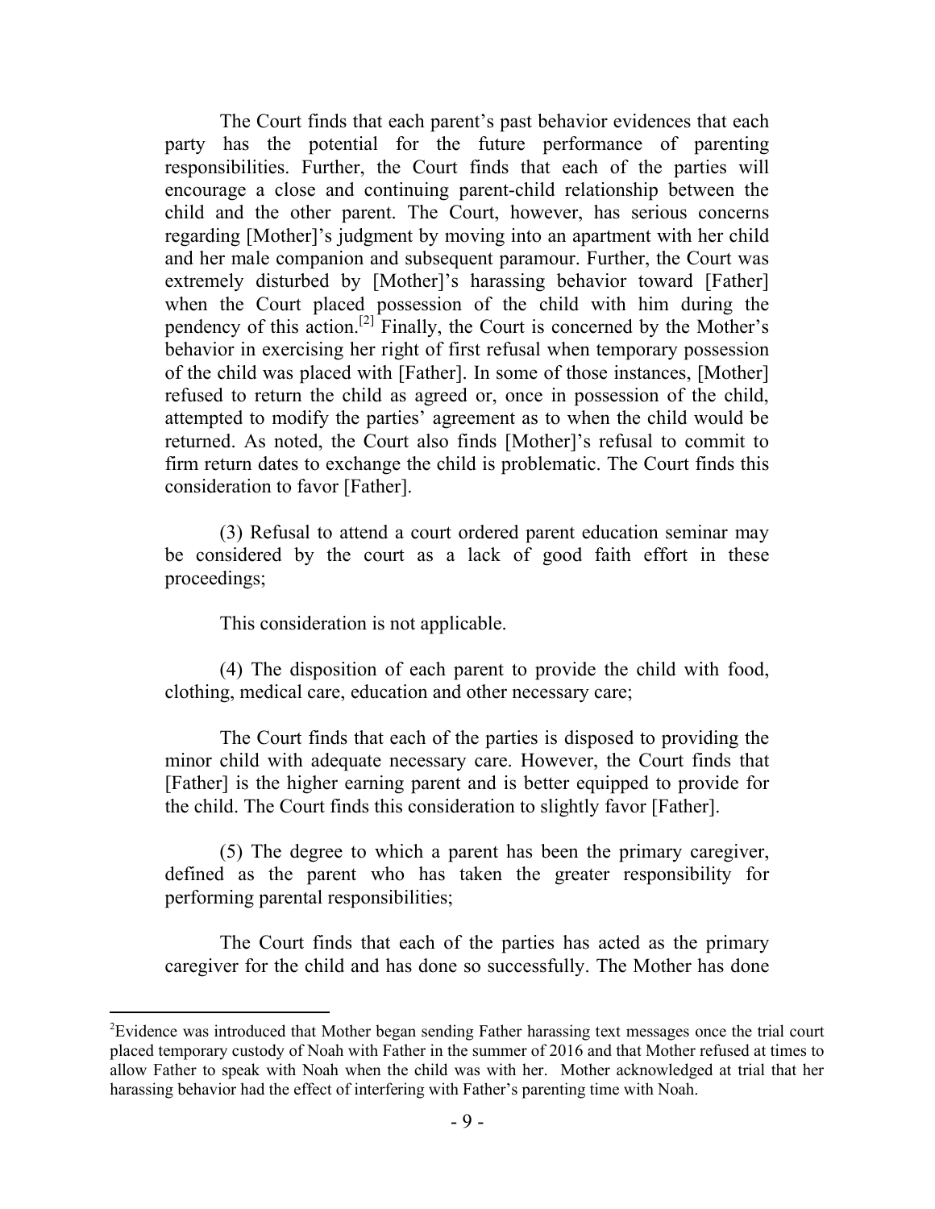The Court finds that each parent's past behavior evidences that each party has the potential for the future performance of parenting responsibilities. Further, the Court finds that each of the parties will encourage a close and continuing parent-child relationship between the child and the other parent. The Court, however, has serious concerns regarding [Mother]'s judgment by moving into an apartment with her child and her male companion and subsequent paramour. Further, the Court was extremely disturbed by [Mother]'s harassing behavior toward [Father] when the Court placed possession of the child with him during the pendency of this action.[2] Finally, the Court is concerned by the Mother's behavior in exercising her right of first refusal when temporary possession of the child was placed with [Father]. In some of those instances, [Mother] refused to return the child as agreed or, once in possession of the child, attempted to modify the parties' agreement as to when the child would be returned. As noted, the Court also finds [Mother]'s refusal to commit to firm return dates to exchange the child is problematic. The Court finds this consideration to favor [Father].

(3) Refusal to attend a court ordered parent education seminar may be considered by the court as a lack of good faith effort in these proceedings;

This consideration is not applicable.

(4) The disposition of each parent to provide the child with food, clothing, medical care, education and other necessary care;

The Court finds that each of the parties is disposed to providing the minor child with adequate necessary care. However, the Court finds that [Father] is the higher earning parent and is better equipped to provide for the child. The Court finds this consideration to slightly favor [Father].

(5) The degree to which a parent has been the primary caregiver, defined as the parent who has taken the greater responsibility for performing parental responsibilities;

The Court finds that each of the parties has acted as the primary caregiver for the child and has done so successfully. The Mother has done

---

[2] Evidence was introduced that Mother began sending Father harassing text messages once the trial court placed temporary custody of Noah with Father in the summer of 2016 and that Mother refused at times to allow Father to speak with Noah when the child was with her. Mother acknowledged at trial that her harassing behavior had the effect of interfering with Father's parenting time with Noah.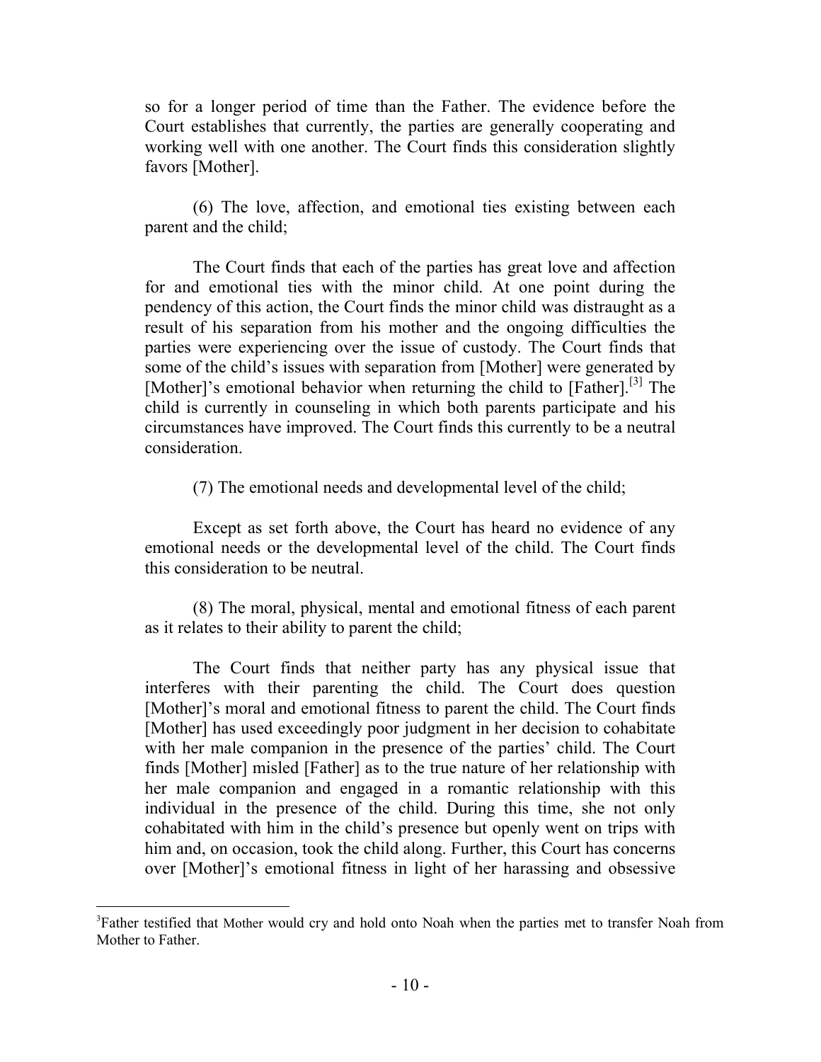so for a longer period of time than the Father. The evidence before the Court establishes that currently, the parties are generally cooperating and working well with one another. The Court finds this consideration slightly favors [Mother].

(6) The love, affection, and emotional ties existing between each parent and the child;

The Court finds that each of the parties has great love and affection for and emotional ties with the minor child. At one point during the pendency of this action, the Court finds the minor child was distraught as a result of his separation from his mother and the ongoing difficulties the parties were experiencing over the issue of custody. The Court finds that some of the child's issues with separation from [Mother] were generated by [Mother]'s emotional behavior when returning the child to [Father].[3] The child is currently in counseling in which both parents participate and his circumstances have improved. The Court finds this currently to be a neutral consideration.

(7) The emotional needs and developmental level of the child;

Except as set forth above, the Court has heard no evidence of any emotional needs or the developmental level of the child. The Court finds this consideration to be neutral.

(8) The moral, physical, mental and emotional fitness of each parent as it relates to their ability to parent the child;

The Court finds that neither party has any physical issue that interferes with their parenting the child. The Court does question [Mother]'s moral and emotional fitness to parent the child. The Court finds [Mother] has used exceedingly poor judgment in her decision to cohabitate with her male companion in the presence of the parties' child. The Court finds [Mother] misled [Father] as to the true nature of her relationship with her male companion and engaged in a romantic relationship with this individual in the presence of the child. During this time, she not only cohabitated with him in the child's presence but openly went on trips with him and, on occasion, took the child along. Further, this Court has concerns over [Mother]'s emotional fitness in light of her harassing and obsessive

[3] Father testified that Mother would cry and hold onto Noah when the parties met to transfer Noah from Mother to Father.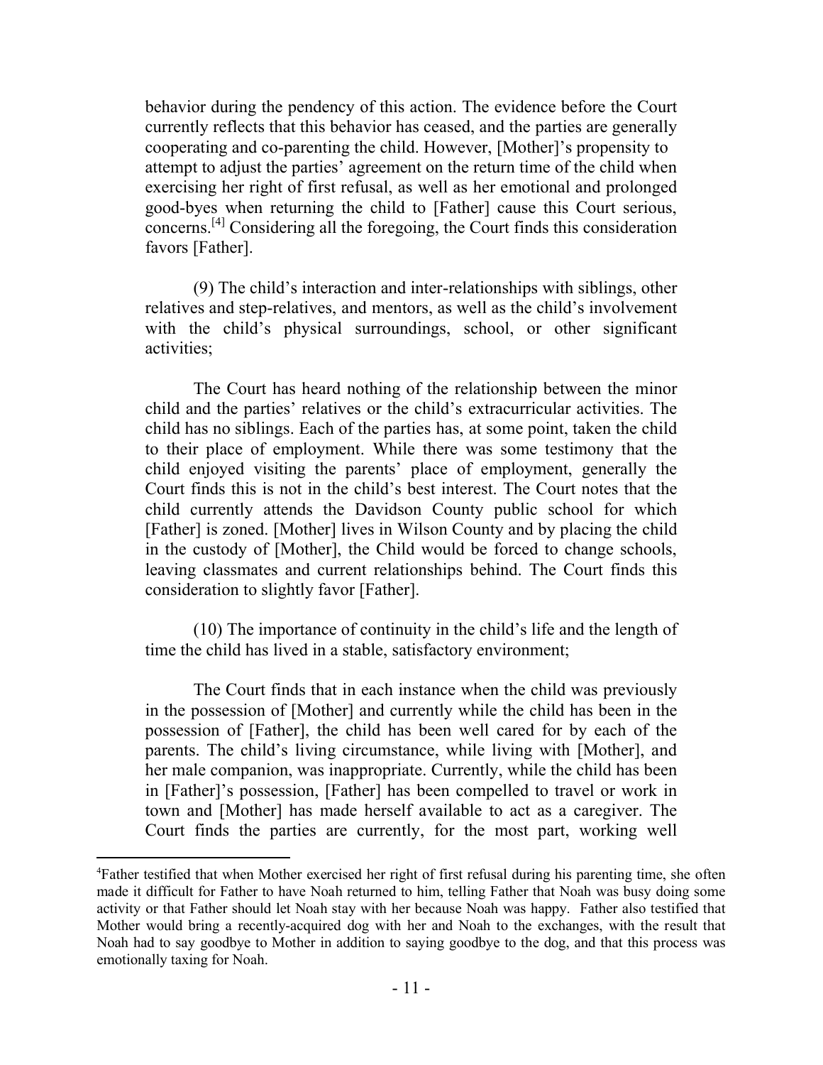behavior during the pendency of this action. The evidence before the Court currently reflects that this behavior has ceased, and the parties are generally cooperating and co-parenting the child. However, [Mother]'s propensity to attempt to adjust the parties' agreement on the return time of the child when exercising her right of first refusal, as well as her emotional and prolonged good-byes when returning the child to [Father] cause this Court serious, concerns.[4] Considering all the foregoing, the Court finds this consideration favors [Father].

(9) The child's interaction and inter-relationships with siblings, other relatives and step-relatives, and mentors, as well as the child's involvement with the child's physical surroundings, school, or other significant activities;

The Court has heard nothing of the relationship between the minor child and the parties' relatives or the child's extracurricular activities. The child has no siblings. Each of the parties has, at some point, taken the child to their place of employment. While there was some testimony that the child enjoyed visiting the parents' place of employment, generally the Court finds this is not in the child's best interest. The Court notes that the child currently attends the Davidson County public school for which [Father] is zoned. [Mother] lives in Wilson County and by placing the child in the custody of [Mother], the Child would be forced to change schools, leaving classmates and current relationships behind. The Court finds this consideration to slightly favor [Father].

(10) The importance of continuity in the child's life and the length of time the child has lived in a stable, satisfactory environment;

The Court finds that in each instance when the child was previously in the possession of [Mother] and currently while the child has been in the possession of [Father], the child has been well cared for by each of the parents. The child's living circumstance, while living with [Mother], and her male companion, was inappropriate. Currently, while the child has been in [Father]'s possession, [Father] has been compelled to travel or work in town and [Mother] has made herself available to act as a caregiver. The Court finds the parties are currently, for the most part, working well

[4] Father testified that when Mother exercised her right of first refusal during his parenting time, she often made it difficult for Father to have Noah returned to him, telling Father that Noah was busy doing some activity or that Father should let Noah stay with her because Noah was happy. Father also testified that Mother would bring a recently-acquired dog with her and Noah to the exchanges, with the result that Noah had to say goodbye to Mother in addition to saying goodbye to the dog, and that this process was emotionally taxing for Noah.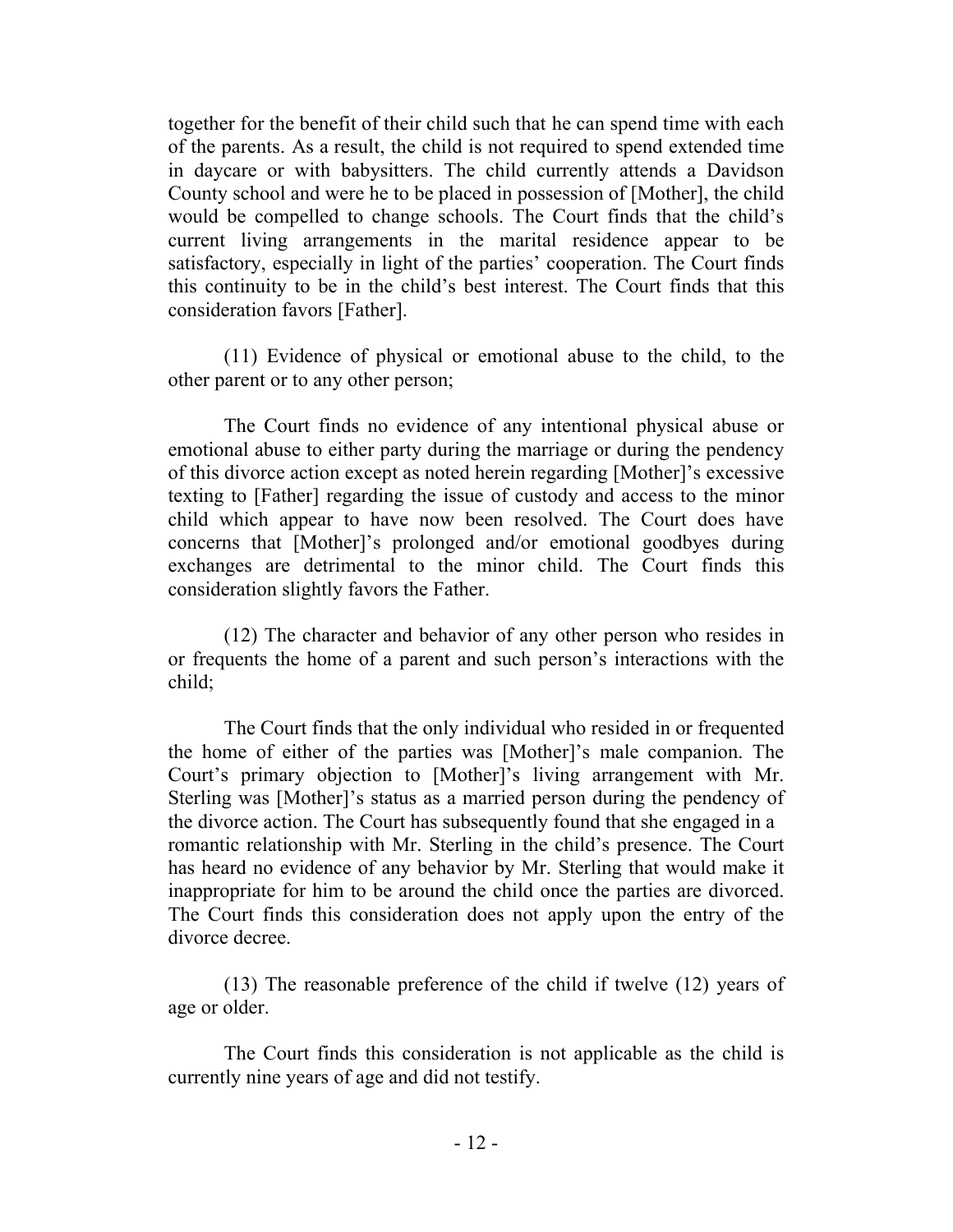together for the benefit of their child such that he can spend time with each of the parents. As a result, the child is not required to spend extended time in daycare or with babysitters. The child currently attends a Davidson County school and were he to be placed in possession of [Mother], the child would be compelled to change schools. The Court finds that the child's current living arrangements in the marital residence appear to be satisfactory, especially in light of the parties' cooperation. The Court finds this continuity to be in the child's best interest. The Court finds that this consideration favors [Father].

(11) Evidence of physical or emotional abuse to the child, to the other parent or to any other person;

The Court finds no evidence of any intentional physical abuse or emotional abuse to either party during the marriage or during the pendency of this divorce action except as noted herein regarding [Mother]'s excessive texting to [Father] regarding the issue of custody and access to the minor child which appear to have now been resolved. The Court does have concerns that [Mother]'s prolonged and/or emotional goodbyes during exchanges are detrimental to the minor child. The Court finds this consideration slightly favors the Father.

(12) The character and behavior of any other person who resides in or frequents the home of a parent and such person's interactions with the child;

The Court finds that the only individual who resided in or frequented the home of either of the parties was [Mother]'s male companion. The Court's primary objection to [Mother]'s living arrangement with Mr. Sterling was [Mother]'s status as a married person during the pendency of the divorce action. The Court has subsequently found that she engaged in a romantic relationship with Mr. Sterling in the child's presence. The Court has heard no evidence of any behavior by Mr. Sterling that would make it inappropriate for him to be around the child once the parties are divorced. The Court finds this consideration does not apply upon the entry of the divorce decree.

(13) The reasonable preference of the child if twelve (12) years of age or older.

The Court finds this consideration is not applicable as the child is currently nine years of age and did not testify.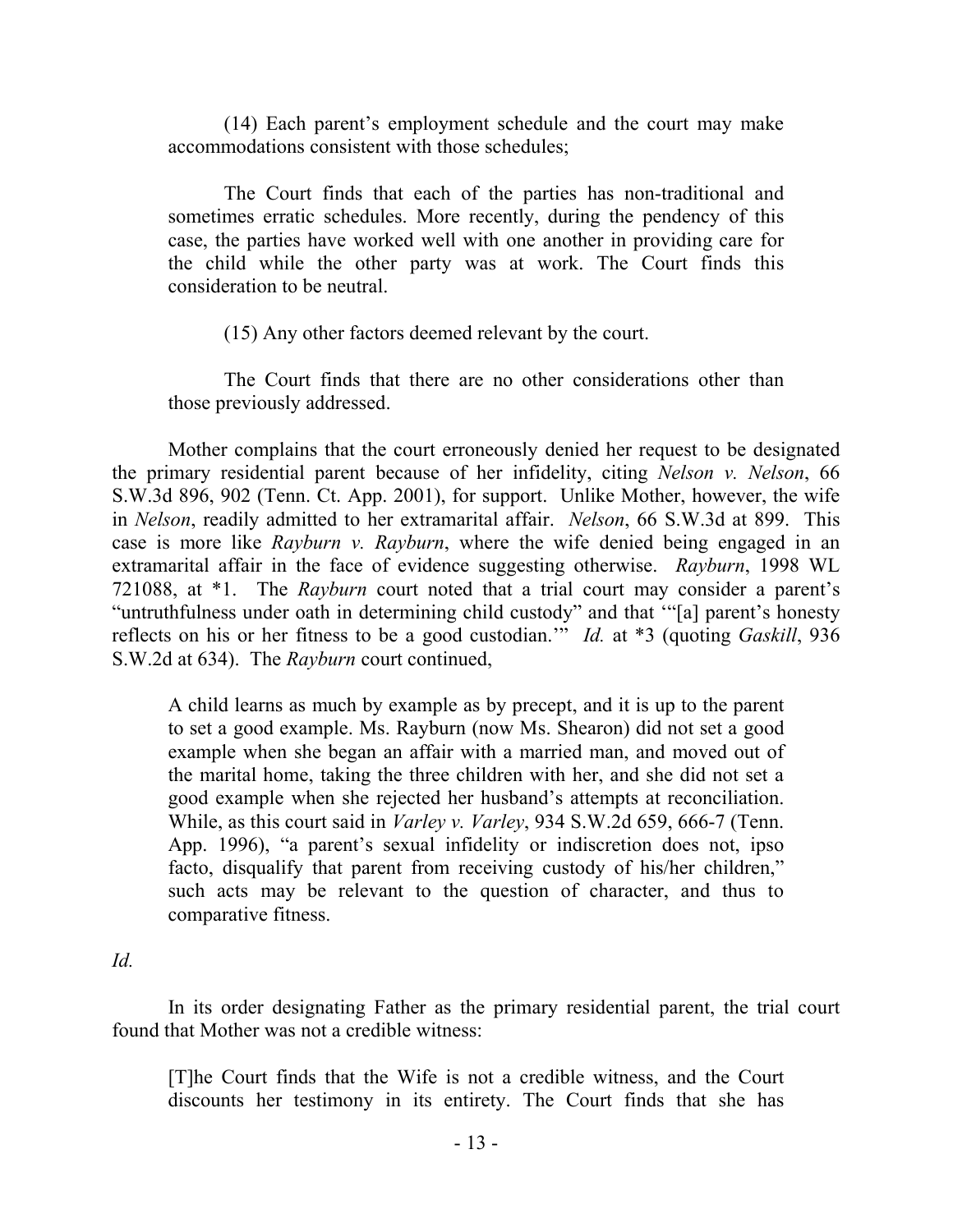(14) Each parent's employment schedule and the court may make accommodations consistent with those schedules;

> The Court finds that each of the parties has non-traditional and sometimes erratic schedules. More recently, during the pendency of this case, the parties have worked well with one another in providing care for the child while the other party was at work. The Court finds this consideration to be neutral.

(15) Any other factors deemed relevant by the court.

> The Court finds that there are no other considerations other than those previously addressed.

Mother complains that the court erroneously denied her request to be designated the primary residential parent because of her infidelity, citing *Nelson v. Nelson*, 66 S.W.3d 896, 902 (Tenn. Ct. App. 2001), for support. Unlike Mother, however, the wife in *Nelson*, readily admitted to her extramarital affair. *Nelson*, 66 S.W.3d at 899. This case is more like *Rayburn v. Rayburn*, where the wife denied being engaged in an extramarital affair in the face of evidence suggesting otherwise. *Rayburn*, 1998 WL 721088, at *1. The *Rayburn* court noted that a trial court may consider a parent's "untruthfulness under oath in determining child custody" and that '"[a] parent's honesty reflects on his or her fitness to be a good custodian.'" *Id.* at *3 (quoting *Gaskill*, 936 S.W.2d at 634). The *Rayburn* court continued,

> A child learns as much by example as by precept, and it is up to the parent to set a good example. Ms. Rayburn (now Ms. Shearon) did not set a good example when she began an affair with a married man, and moved out of the marital home, taking the three children with her, and she did not set a good example when she rejected her husband's attempts at reconciliation. While, as this court said in *Varley v. Varley*, 934 S.W.2d 659, 666-7 (Tenn. App. 1996), "a parent's sexual infidelity or indiscretion does not, ipso facto, disqualify that parent from receiving custody of his/her children," such acts may be relevant to the question of character, and thus to comparative fitness.

*Id.*

In its order designating Father as the primary residential parent, the trial court found that Mother was not a credible witness:

> [T]he Court finds that the Wife is not a credible witness, and the Court discounts her testimony in its entirety. The Court finds that she has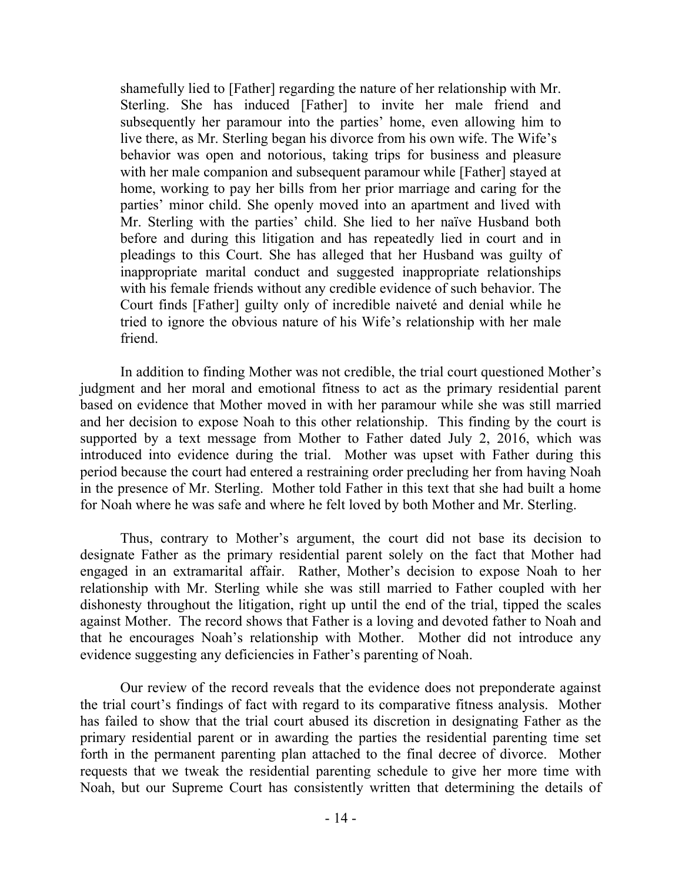> shamefully lied to [Father] regarding the nature of her relationship with Mr. Sterling. She has induced [Father] to invite her male friend and subsequently her paramour into the parties' home, even allowing him to live there, as Mr. Sterling began his divorce from his own wife. The Wife's behavior was open and notorious, taking trips for business and pleasure with her male companion and subsequent paramour while [Father] stayed at home, working to pay her bills from her prior marriage and caring for the parties' minor child. She openly moved into an apartment and lived with Mr. Sterling with the parties' child. She lied to her naïve Husband both before and during this litigation and has repeatedly lied in court and in pleadings to this Court. She has alleged that her Husband was guilty of inappropriate marital conduct and suggested inappropriate relationships with his female friends without any credible evidence of such behavior. The Court finds [Father] guilty only of incredible naiveté and denial while he tried to ignore the obvious nature of his Wife's relationship with her male friend.

In addition to finding Mother was not credible, the trial court questioned Mother's judgment and her moral and emotional fitness to act as the primary residential parent based on evidence that Mother moved in with her paramour while she was still married and her decision to expose Noah to this other relationship. This finding by the court is supported by a text message from Mother to Father dated July 2, 2016, which was introduced into evidence during the trial. Mother was upset with Father during this period because the court had entered a restraining order precluding her from having Noah in the presence of Mr. Sterling. Mother told Father in this text that she had built a home for Noah where he was safe and where he felt loved by both Mother and Mr. Sterling.

Thus, contrary to Mother's argument, the court did not base its decision to designate Father as the primary residential parent solely on the fact that Mother had engaged in an extramarital affair. Rather, Mother's decision to expose Noah to her relationship with Mr. Sterling while she was still married to Father coupled with her dishonesty throughout the litigation, right up until the end of the trial, tipped the scales against Mother. The record shows that Father is a loving and devoted father to Noah and that he encourages Noah's relationship with Mother. Mother did not introduce any evidence suggesting any deficiencies in Father's parenting of Noah.

Our review of the record reveals that the evidence does not preponderate against the trial court's findings of fact with regard to its comparative fitness analysis. Mother has failed to show that the trial court abused its discretion in designating Father as the primary residential parent or in awarding the parties the residential parenting time set forth in the permanent parenting plan attached to the final decree of divorce. Mother requests that we tweak the residential parenting schedule to give her more time with Noah, but our Supreme Court has consistently written that determining the details of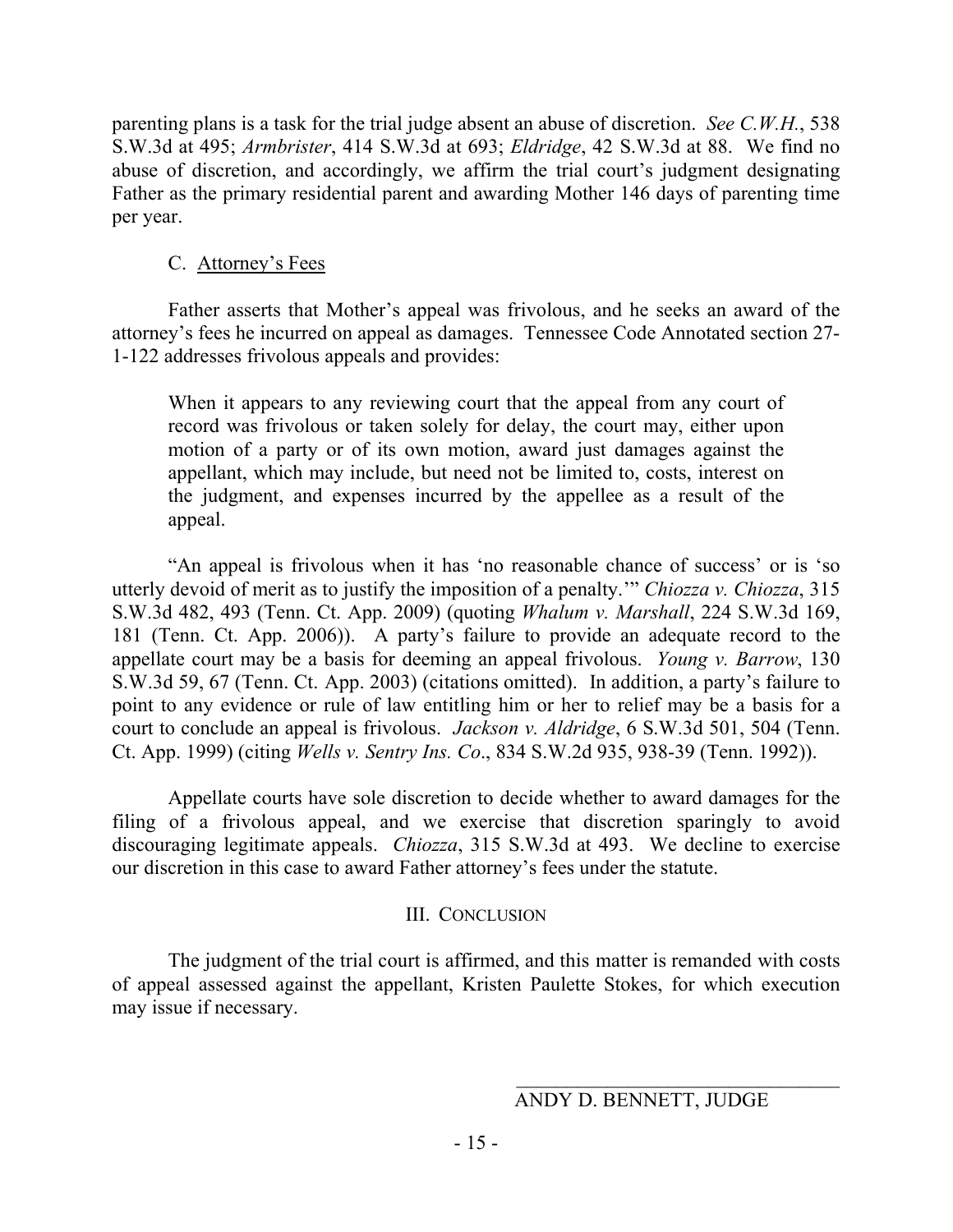parenting plans is a task for the trial judge absent an abuse of discretion. *See C.W.H.*, 538 S.W.3d at 495; *Armbrister*, 414 S.W.3d at 693; *Eldridge*, 42 S.W.3d at 88. We find no abuse of discretion, and accordingly, we affirm the trial court's judgment designating Father as the primary residential parent and awarding Mother 146 days of parenting time per year.

### C. Attorney's Fees

Father asserts that Mother's appeal was frivolous, and he seeks an award of the attorney's fees he incurred on appeal as damages. Tennessee Code Annotated section 27-1-122 addresses frivolous appeals and provides:

> When it appears to any reviewing court that the appeal from any court of record was frivolous or taken solely for delay, the court may, either upon motion of a party or of its own motion, award just damages against the appellant, which may include, but need not be limited to, costs, interest on the judgment, and expenses incurred by the appellee as a result of the appeal.

"An appeal is frivolous when it has 'no reasonable chance of success' or is 'so utterly devoid of merit as to justify the imposition of a penalty.'" *Chiozza v. Chiozza*, 315 S.W.3d 482, 493 (Tenn. Ct. App. 2009) (quoting *Whalum v. Marshall*, 224 S.W.3d 169, 181 (Tenn. Ct. App. 2006)). A party's failure to provide an adequate record to the appellate court may be a basis for deeming an appeal frivolous. *Young v. Barrow*, 130 S.W.3d 59, 67 (Tenn. Ct. App. 2003) (citations omitted). In addition, a party's failure to point to any evidence or rule of law entitling him or her to relief may be a basis for a court to conclude an appeal is frivolous. *Jackson v. Aldridge*, 6 S.W.3d 501, 504 (Tenn. Ct. App. 1999) (citing *Wells v. Sentry Ins. Co*., 834 S.W.2d 935, 938-39 (Tenn. 1992)).

Appellate courts have sole discretion to decide whether to award damages for the filing of a frivolous appeal, and we exercise that discretion sparingly to avoid discouraging legitimate appeals. *Chiozza*, 315 S.W.3d at 493. We decline to exercise our discretion in this case to award Father attorney's fees under the statute.

## III. Conclusion

The judgment of the trial court is affirmed, and this matter is remanded with costs of appeal assessed against the appellant, Kristen Paulette Stokes, for which execution may issue if necessary.

ANDY D. BENNETT, JUDGE